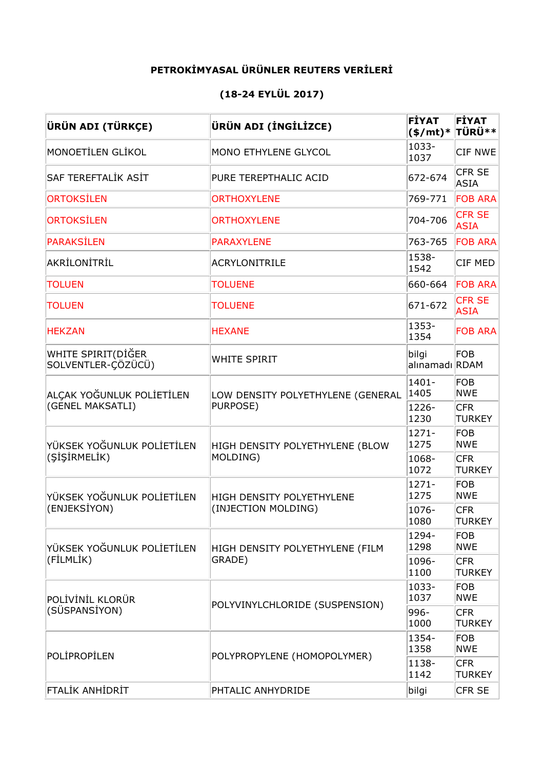**PETROKİMYASAL ÜRÜNLER REUTERS VERİLERİ**

**(18-24 EYLÜL 2017)**

| **ÜRÜN ADI (TÜRKÇE)** | **ÜRÜN ADI (İNGİLİZCE)** | **FİYAT ($/mt)*** | **FİYAT TÜRÜ**** |
|---|---|---|---|
| MONOETİLEN GLİKOL | MONO ETHYLENE GLYCOL | 1033-1037 | CIF NWE |
| SAF TEREFTALİK ASİT | PURE TEREPTHALIC ACID | 672-674 | CFR SE ASIA |
| ORTOKSİLEN | ORTHOXYLENE | 769-771 | FOB ARA |
| ORTOKSİLEN | ORTHOXYLENE | 704-706 | CFR SE ASIA |
| PARAKSİLEN | PARAXYLENE | 763-765 | FOB ARA |
| AKRİLONİTRİL | ACRYLONITRILE | 1538-1542 | CIF MED |
| TOLUEN | TOLUENE | 660-664 | FOB ARA |
| TOLUEN | TOLUENE | 671-672 | CFR SE ASIA |
| HEKZAN | HEXANE | 1353-1354 | FOB ARA |
| WHITE SPIRIT(DİĞER SOLVENTLER-ÇÖZÜCÜ) | WHITE SPIRIT | bilgi alınamadı | FOB RDAM |
| ALÇAK YOĞUNLUK POLİETİLEN (GENEL MAKSATLI) | LOW DENSITY POLYETHYLENE (GENERAL PURPOSE) | 1401-1405 | FOB NWE |
| | | 1226-1230 | CFR TURKEY |
| YÜKSEK YOĞUNLUK POLİETİLEN (ŞİŞİRMELİK) | HIGH DENSITY POLYETHYLENE (BLOW MOLDING) | 1271-1275 | FOB NWE |
| | | 1068-1072 | CFR TURKEY |
| YÜKSEK YOĞUNLUK POLİETİLEN (ENJEKSİYON) | HIGH DENSITY POLYETHYLENE (INJECTION MOLDING) | 1271-1275 | FOB NWE |
| | | 1076-1080 | CFR TURKEY |
| YÜKSEK YOĞUNLUK POLİETİLEN (FİLMLİK) | HIGH DENSITY POLYETHYLENE (FILM GRADE) | 1294-1298 | FOB NWE |
| | | 1096-1100 | CFR TURKEY |
| POLİVİNİL KLORÜR (SÜSPANSİYON) | POLYVINYLCHLORIDE (SUSPENSION) | 1033-1037 | FOB NWE |
| | | 996-1000 | CFR TURKEY |
| POLİPROPİLEN | POLYPROPYLENE (HOMOPOLYMER) | 1354-1358 | FOB NWE |
| | | 1138-1142 | CFR TURKEY |
| FTALİK ANHİDRİT | PHTALIC ANHYDRIDE | bilgi | CFR SE |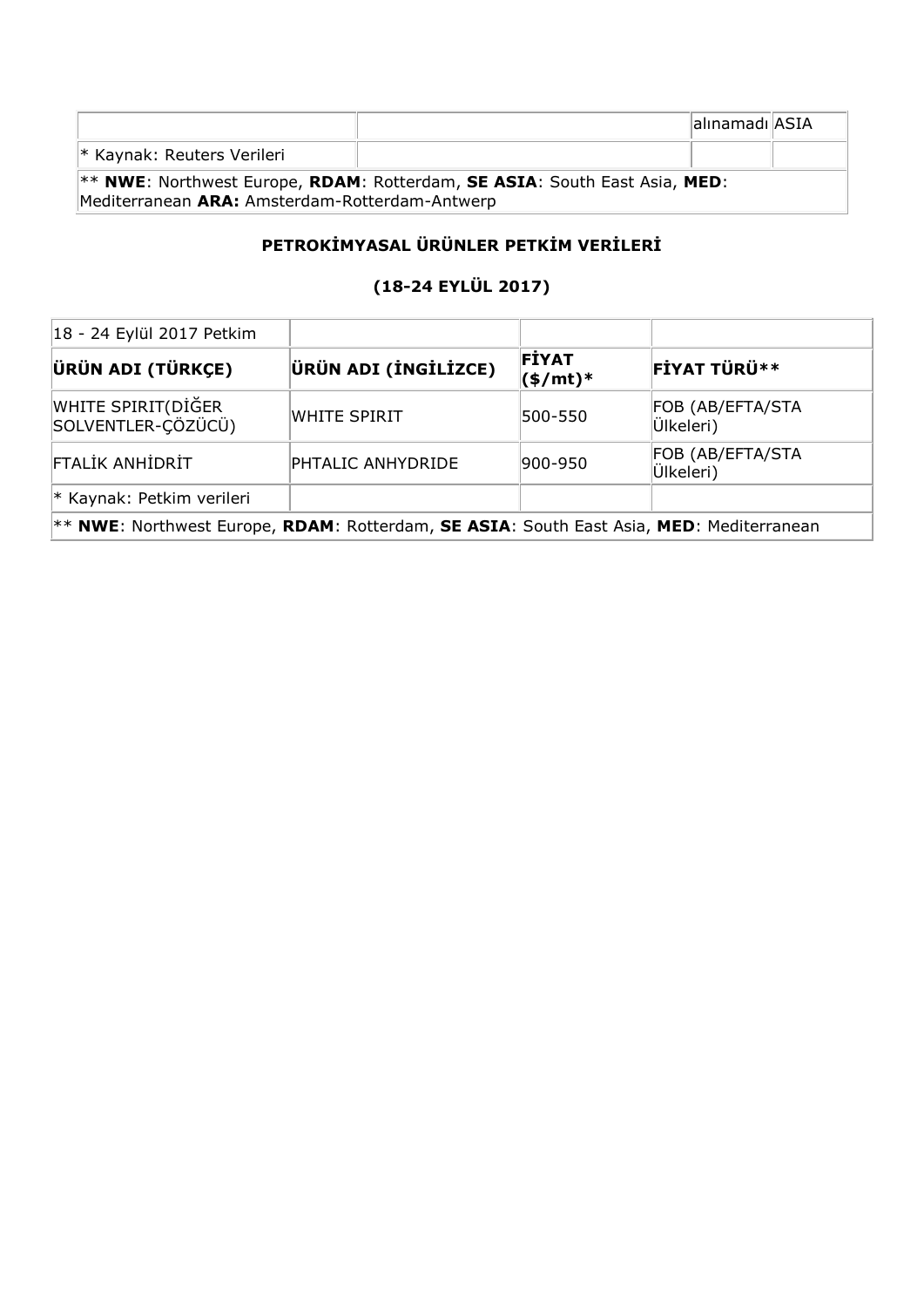| | | | |
|---|---|---|---|
| | | alınamadı | ASIA |
| * Kaynak: Reuters Verileri | | | |
| ** **NWE**: Northwest Europe, **RDAM**: Rotterdam, **SE ASIA**: South East Asia, **MED**: Mediterranean **ARA:** Amsterdam-Rotterdam-Antwerp | | | |

## PETROKİMYASAL ÜRÜNLER PETKİM VERİLERİ

## (18-24 EYLÜL 2017)

| 18 - 24 Eylül 2017 Petkim | | | |
|---|---|---|---|
| **ÜRÜN ADI (TÜRKÇE)** | **ÜRÜN ADI (İNGİLİZCE)** | **FİYAT ($/mt)*** | **FİYAT TÜRÜ**** |
| WHITE SPIRIT(DİĞER SOLVENTLER-ÇÖZÜCÜ) | WHITE SPIRIT | 500-550 | FOB (AB/EFTA/STA Ülkeleri) |
| FTALİK ANHİDRİT | PHTALIC ANHYDRIDE | 900-950 | FOB (AB/EFTA/STA Ülkeleri) |
| * Kaynak: Petkim verileri | | | |
| ** **NWE**: Northwest Europe, **RDAM**: Rotterdam, **SE ASIA**: South East Asia, **MED**: Mediterranean | | | |